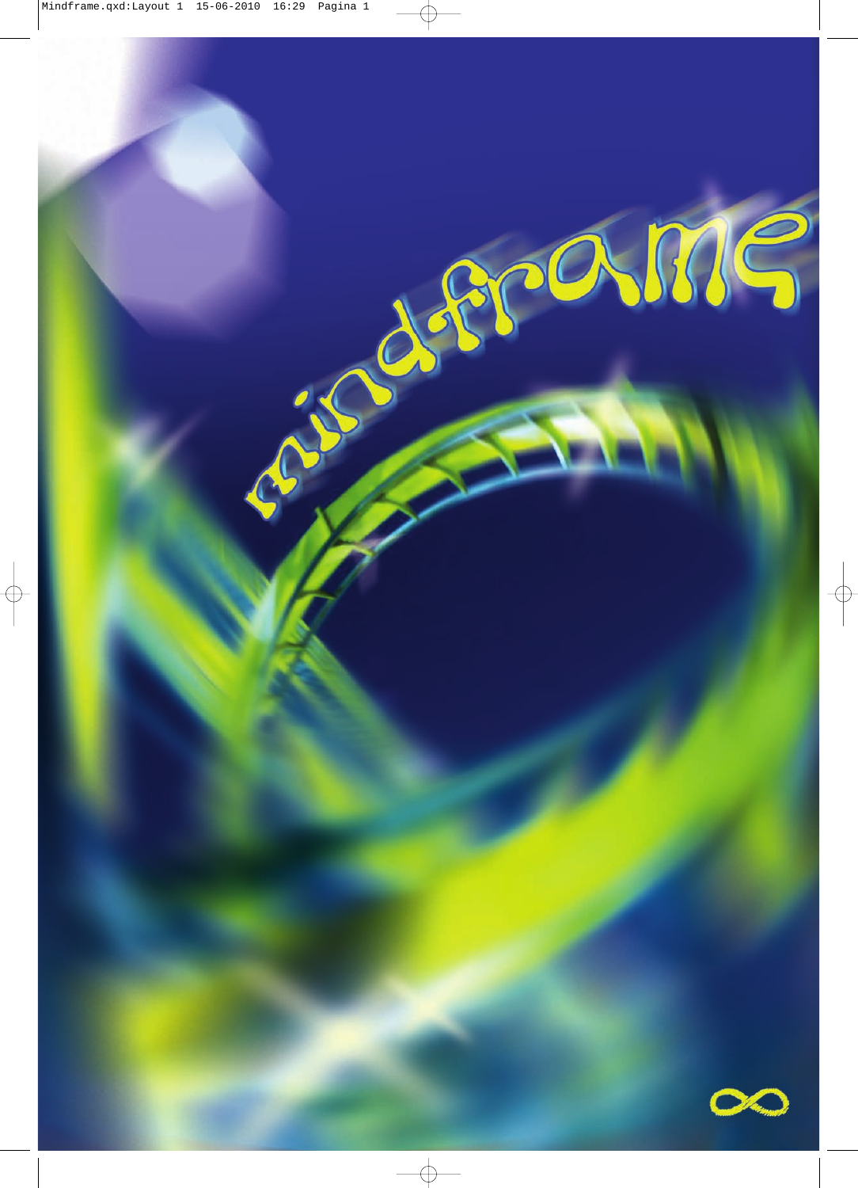# mindframe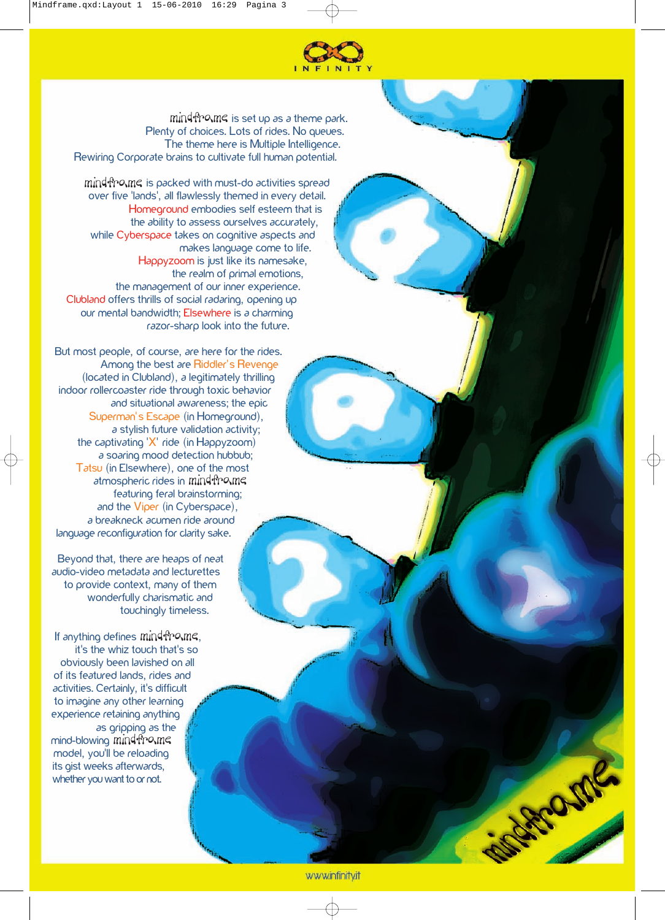mindframe is set up as a theme park.
Plenty of choices. Lots of rides. No queues.
The theme here is Multiple Intelligence.
Rewiring Corporate brains to cultivate full human potential.

mindframe is packed with must-do activities spread over five 'lands', all flawlessly themed in every detail. Homeground embodies self esteem that is the ability to assess ourselves accurately, while Cyberspace takes on cognitive aspects and makes language come to life. Happyzoom is just like its namesake, the realm of primal emotions, the management of our inner experience. Clubland offers thrills of social radaring, opening up our mental bandwidth; Elsewhere is a charming razor-sharp look into the future.

But most people, of course, are here for the rides. Among the best are Riddler's Revenge (located in Clubland), a legitimately thrilling indoor rollercoaster ride through toxic behavior and situational awareness; the epic Superman's Escape (in Homeground), a stylish future validation activity; the captivating 'X' ride (in Happyzoom) a soaring mood detection hubbub; Tatsu (in Elsewhere), one of the most atmospheric rides in mindframe featuring feral brainstorming; and the Viper (in Cyberspace), a breakneck acumen ride around language reconfiguration for clarity sake.

Beyond that, there are heaps of neat audio-video metadata and lecturettes to provide context, many of them wonderfully charismatic and touchingly timeless.

If anything defines mindframe, it's the whiz touch that's so obviously been lavished on all of its featured lands, rides and activities. Certainly, it's difficult to imagine any other learning experience retaining anything as gripping as the mind-blowing mindframe model, you'll be reloading its gist weeks afterwards, whether you want to or not.

mindframe

www.infinity.it